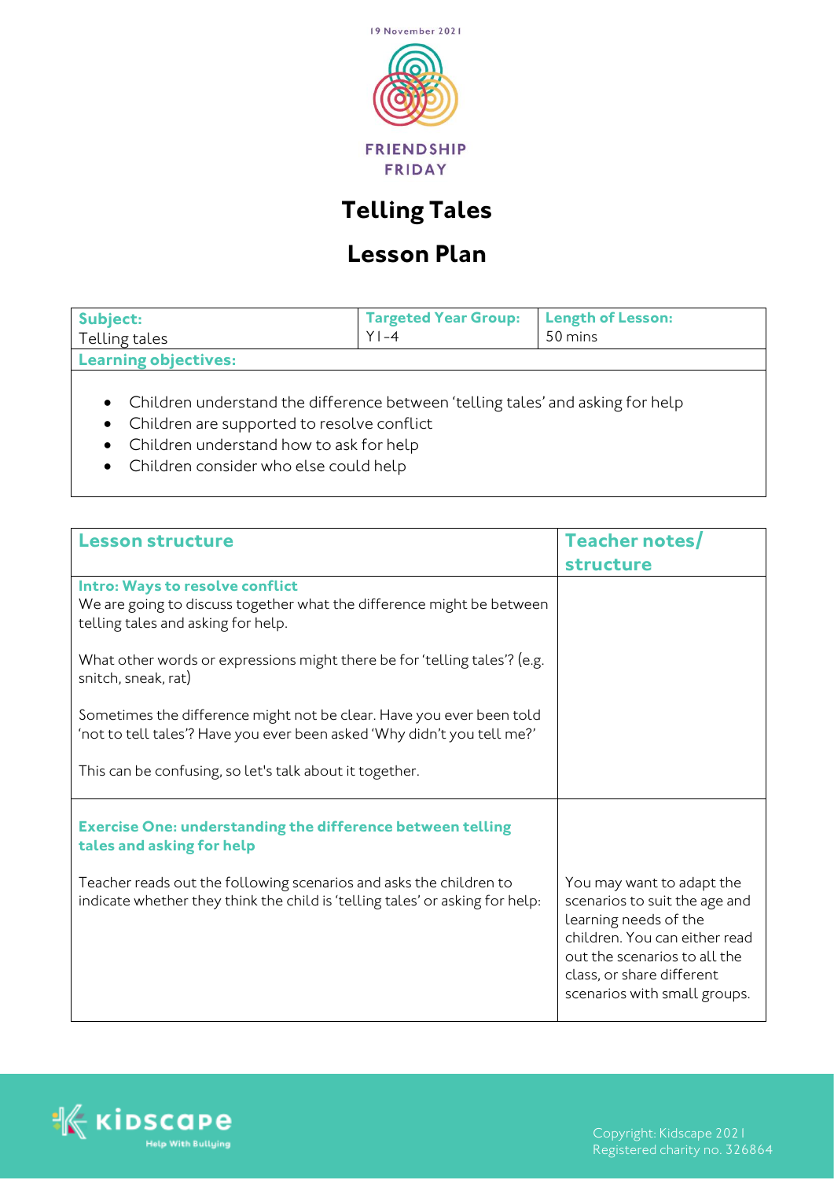19 November 2021

FRIENDSHIP FRIDAY

# Telling Tales

## Lesson Plan

| **Subject:** Telling tales | **Targeted Year Group:** Y1-4 | **Length of Lesson:** 50 mins |
|---|---|---|
| **Learning objectives:** | | |

- Children understand the difference between 'telling tales' and asking for help
- Children are supported to resolve conflict
- Children understand how to ask for help
- Children consider who else could help

| Lesson structure | Teacher notes/ structure |
|---|---|
| **Intro: Ways to resolve conflict**<br>We are going to discuss together what the difference might be between telling tales and asking for help.<br><br>What other words or expressions might there be for 'telling tales'? (e.g. snitch, sneak, rat)<br><br>Sometimes the difference might not be clear. Have you ever been told 'not to tell tales'? Have you ever been asked 'Why didn't you tell me?'<br><br>This can be confusing, so let's talk about it together. | |
| **Exercise One: understanding the difference between telling tales and asking for help**<br><br>Teacher reads out the following scenarios and asks the children to indicate whether they think the child is 'telling tales' or asking for help: | You may want to adapt the scenarios to suit the age and learning needs of the children. You can either read out the scenarios to all the class, or share different scenarios with small groups. |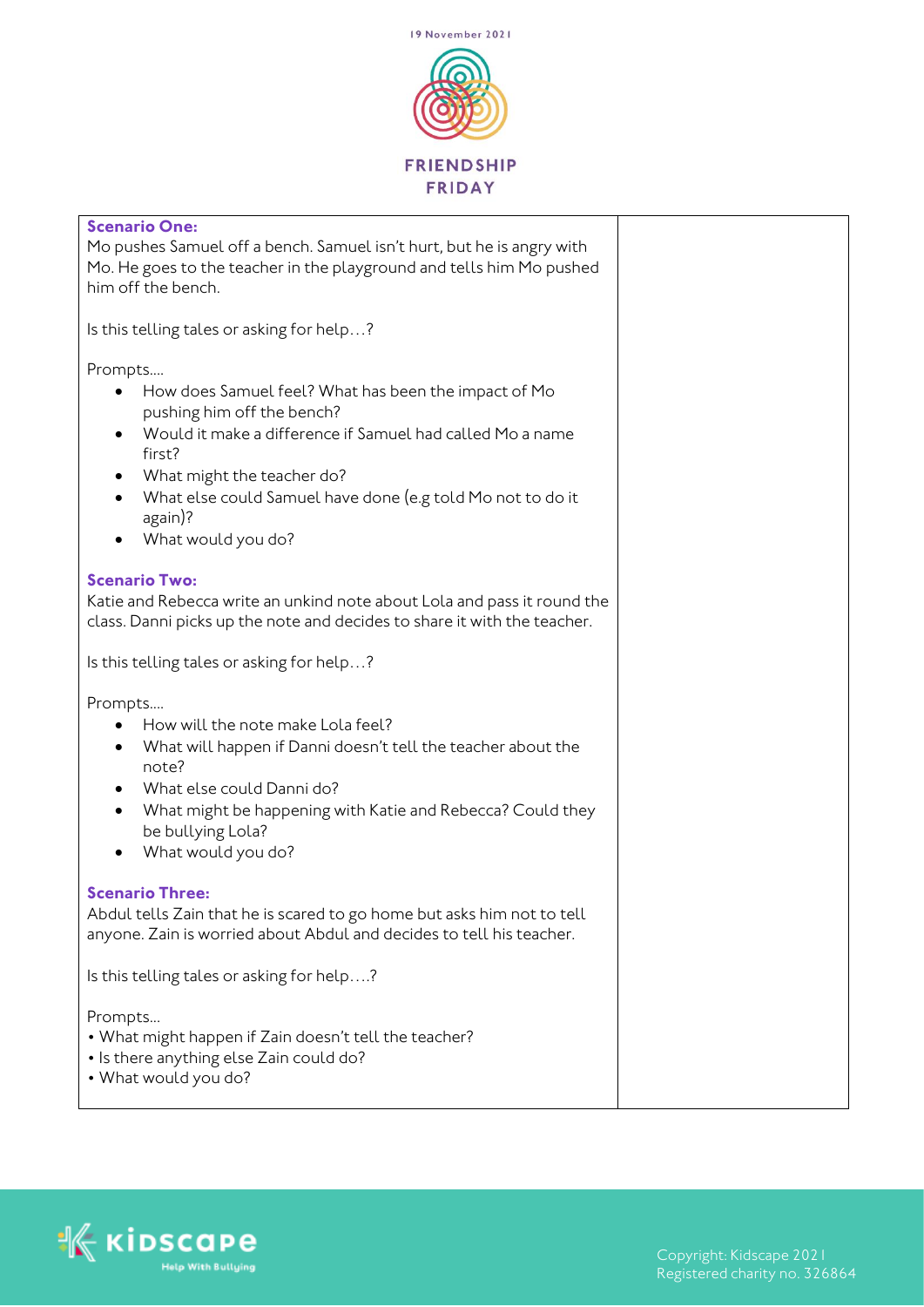19 November 2021

FRIENDSHIP FRIDAY

| | |
|---|---|
| **Scenario One:**<br>Mo pushes Samuel off a bench. Samuel isn't hurt, but he is angry with Mo. He goes to the teacher in the playground and tells him Mo pushed him off the bench.<br><br>Is this telling tales or asking for help…?<br><br>Prompts….<br>• How does Samuel feel? What has been the impact of Mo pushing him off the bench?<br>• Would it make a difference if Samuel had called Mo a name first?<br>• What might the teacher do?<br>• What else could Samuel have done (e.g told Mo not to do it again)?<br>• What would you do?<br><br>**Scenario Two:**<br>Katie and Rebecca write an unkind note about Lola and pass it round the class. Danni picks up the note and decides to share it with the teacher.<br><br>Is this telling tales or asking for help…?<br><br>Prompts….<br>• How will the note make Lola feel?<br>• What will happen if Danni doesn't tell the teacher about the note?<br>• What else could Danni do?<br>• What might be happening with Katie and Rebecca? Could they be bullying Lola?<br>• What would you do?<br><br>**Scenario Three:**<br>Abdul tells Zain that he is scared to go home but asks him not to tell anyone. Zain is worried about Abdul and decides to tell his teacher.<br><br>Is this telling tales or asking for help….?<br><br>Prompts…<br>• What might happen if Zain doesn't tell the teacher?<br>• Is there anything else Zain could do?<br>• What would you do? | |

Kidscape Help With Bullying

Copyright: Kidscape 2021
Registered charity no. 326864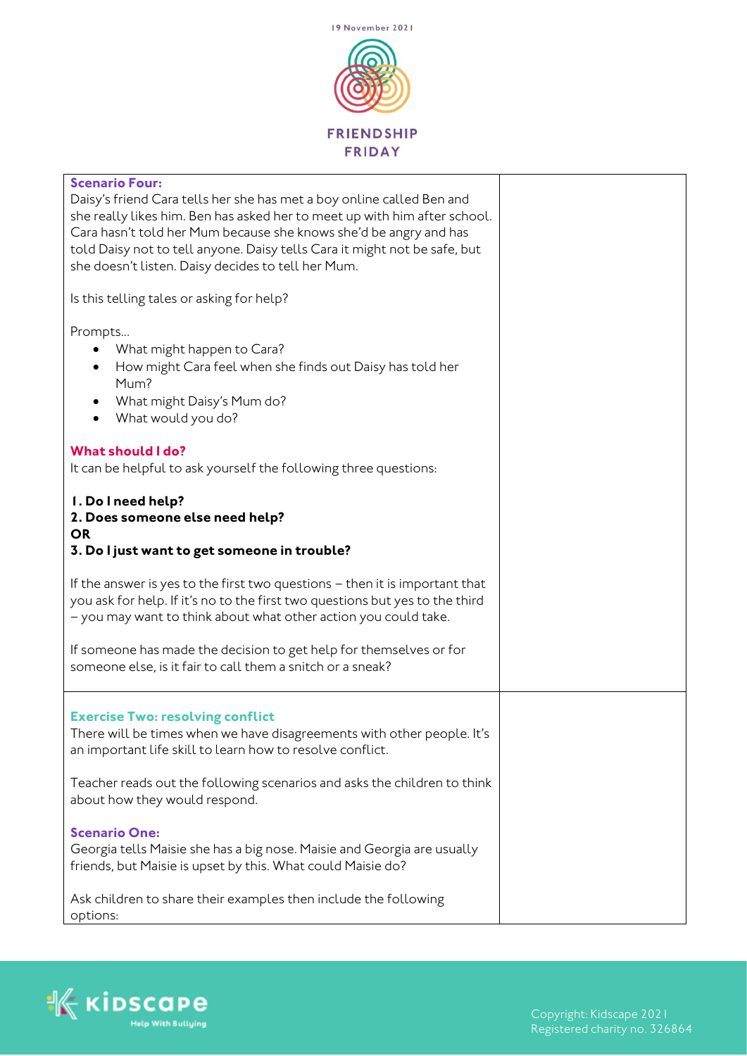**Scenario Four:**
Daisy's friend Cara tells her she has met a boy online called Ben and she really likes him. Ben has asked her to meet up with him after school. Cara hasn't told her Mum because she knows she'd be angry and has told Daisy not to tell anyone. Daisy tells Cara it might not be safe, but she doesn't listen. Daisy decides to tell her Mum.

Is this telling tales or asking for help?

Prompts…

- What might happen to Cara?
- How might Cara feel when she finds out Daisy has told her Mum?
- What might Daisy's Mum do?
- What would you do?

**What should I do?**
It can be helpful to ask yourself the following three questions:

**1. Do I need help?**
**2. Does someone else need help?**
**OR**
**3. Do I just want to get someone in trouble?**

If the answer is yes to the first two questions – then it is important that you ask for help. If it's no to the first two questions but yes to the third – you may want to think about what other action you could take.

If someone has made the decision to get help for themselves or for someone else, is it fair to call them a snitch or a sneak?

**Exercise Two: resolving conflict**
There will be times when we have disagreements with other people. It's an important life skill to learn how to resolve conflict.

Teacher reads out the following scenarios and asks the children to think about how they would respond.

**Scenario One:**
Georgia tells Maisie she has a big nose. Maisie and Georgia are usually friends, but Maisie is upset by this. What could Maisie do?

Ask children to share their examples then include the following options: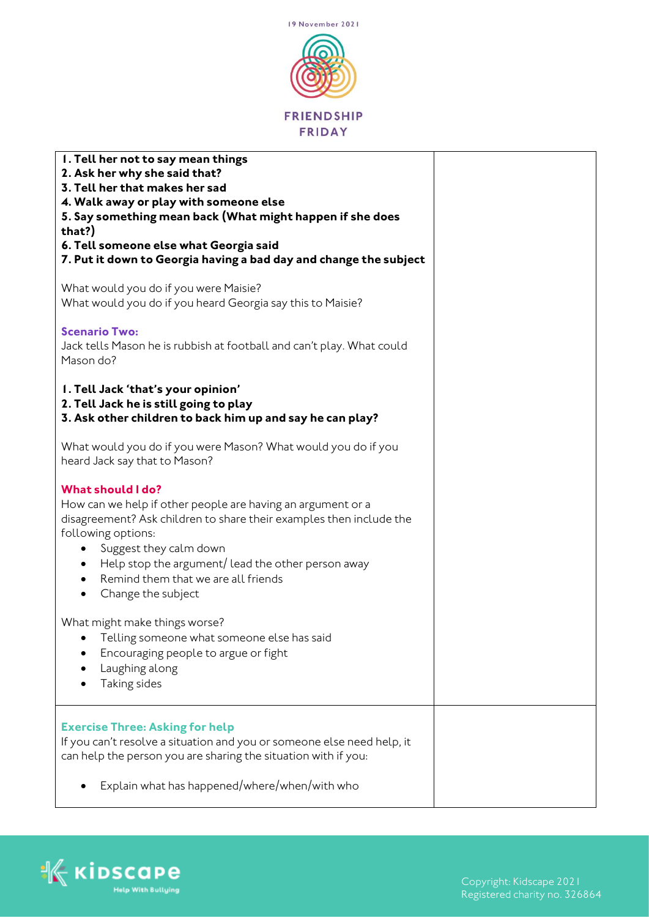**1. Tell her not to say mean things**
**2. Ask her why she said that?**
**3. Tell her that makes her sad**
**4. Walk away or play with someone else**
**5. Say something mean back (What might happen if she does that?)**
**6. Tell someone else what Georgia said**
**7. Put it down to Georgia having a bad day and change the subject**

What would you do if you were Maisie?
What would you do if you heard Georgia say this to Maisie?

### Scenario Two:

Jack tells Mason he is rubbish at football and can't play. What could Mason do?

**1. Tell Jack 'that's your opinion'**
**2. Tell Jack he is still going to play**
**3. Ask other children to back him up and say he can play?**

What would you do if you were Mason? What would you do if you heard Jack say that to Mason?

### What should I do?

How can we help if other people are having an argument or a disagreement? Ask children to share their examples then include the following options:

- Suggest they calm down
- Help stop the argument/ lead the other person away
- Remind them that we are all friends
- Change the subject

What might make things worse?

- Telling someone what someone else has said
- Encouraging people to argue or fight
- Laughing along
- Taking sides

### Exercise Three: Asking for help

If you can't resolve a situation and you or someone else need help, it can help the person you are sharing the situation with if you:

- Explain what has happened/where/when/with who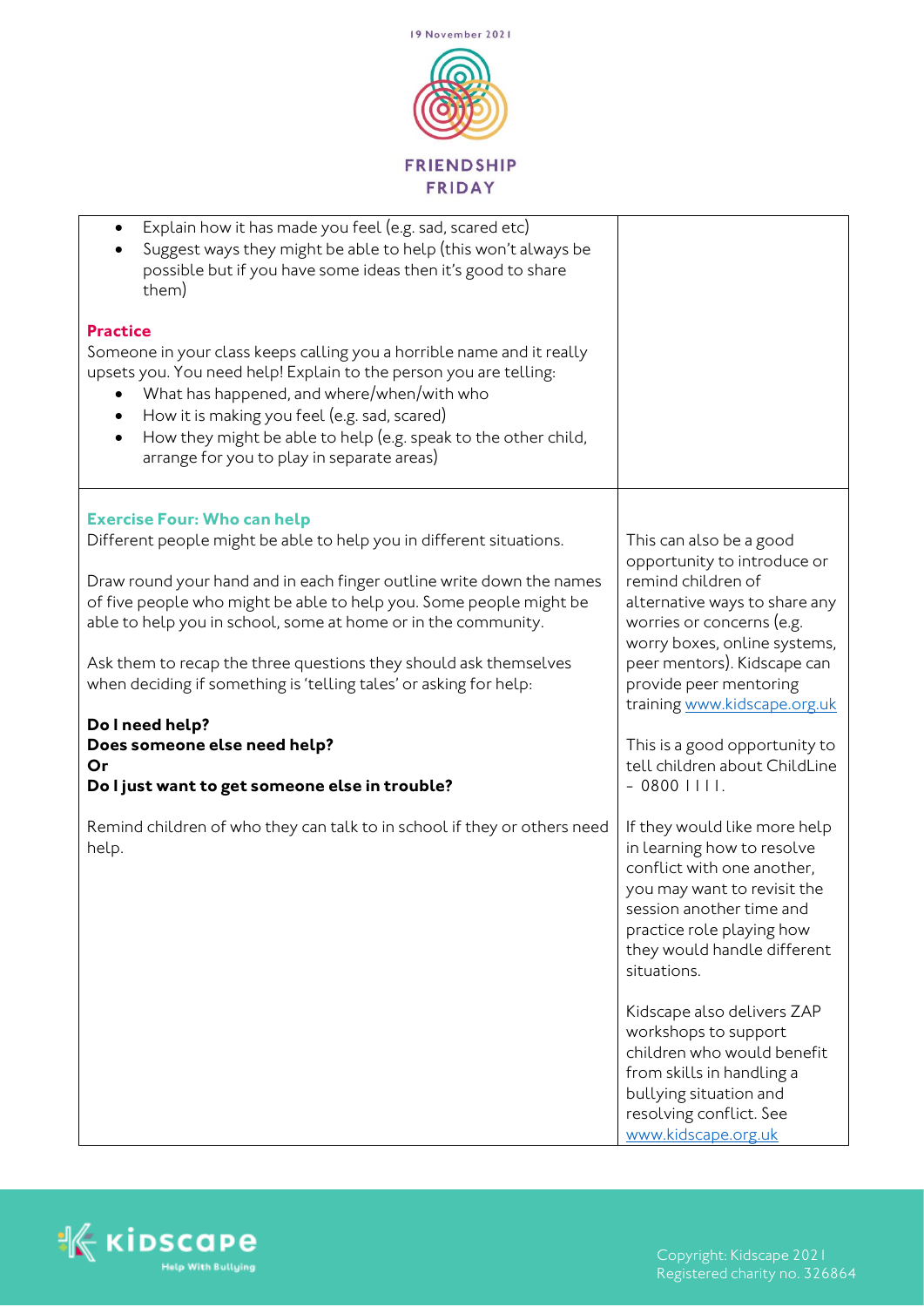| | |
|---|---|
| • Explain how it has made you feel (e.g. sad, scared etc)<br>• Suggest ways they might be able to help (this won't always be possible but if you have some ideas then it's good to share them)<br><br>**Practice**<br>Someone in your class keeps calling you a horrible name and it really upsets you. You need help! Explain to the person you are telling:<br>• What has happened, and where/when/with who<br>• How it is making you feel (e.g. sad, scared)<br>• How they might be able to help (e.g. speak to the other child, arrange for you to play in separate areas) | |
| **Exercise Four: Who can help**<br>Different people might be able to help you in different situations.<br><br>Draw round your hand and in each finger outline write down the names of five people who might be able to help you. Some people might be able to help you in school, some at home or in the community.<br><br>Ask them to recap the three questions they should ask themselves when deciding if something is 'telling tales' or asking for help:<br><br>**Do I need help?**<br>**Does someone else need help?**<br>**Or**<br>**Do I just want to get someone else in trouble?**<br><br>Remind children of who they can talk to in school if they or others need help. | This can also be a good opportunity to introduce or remind children of alternative ways to share any worries or concerns (e.g. worry boxes, online systems, peer mentors). Kidscape can provide peer mentoring training www.kidscape.org.uk<br><br>This is a good opportunity to tell children about ChildLine – 0800 1111.<br><br>If they would like more help in learning how to resolve conflict with one another, you may want to revisit the session another time and practice role playing how they would handle different situations.<br><br>Kidscape also delivers ZAP workshops to support children who would benefit from skills in handling a bullying situation and resolving conflict. See www.kidscape.org.uk |